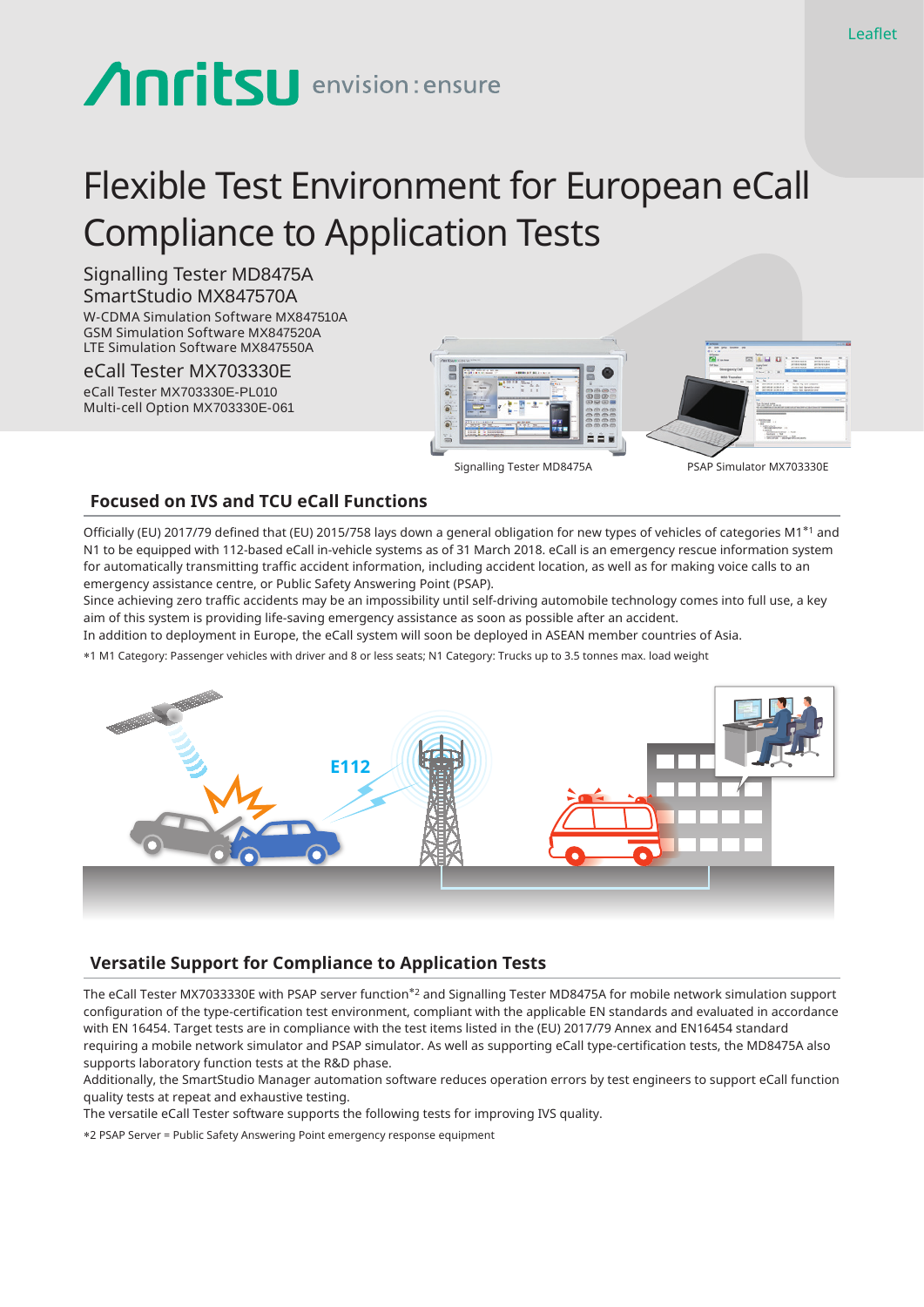Leaflet

# Flexible Test Environment for European eCall Compliance to Application Tests

## Signalling Tester MD8475A
## SmartStudio MX847570A

W-CDMA Simulation Software MX847510A
GSM Simulation Software MX847520A
LTE Simulation Software MX847550A

## eCall Tester MX703330E

eCall Tester MX703330E-PL010
Multi-cell Option MX703330E-061

Signalling Tester MD8475A

PSAP Simulator MX703330E

## Focused on IVS and TCU eCall Functions

Officially (EU) 2017/79 defined that (EU) 2015/758 lays down a general obligation for new types of vehicles of categories M1*1 and N1 to be equipped with 112-based eCall in-vehicle systems as of 31 March 2018. eCall is an emergency rescue information system for automatically transmitting traffic accident information, including accident location, as well as for making voice calls to an emergency assistance centre, or Public Safety Answering Point (PSAP).

Since achieving zero traffic accidents may be an impossibility until self-driving automobile technology comes into full use, a key aim of this system is providing life-saving emergency assistance as soon as possible after an accident.

In addition to deployment in Europe, the eCall system will soon be deployed in ASEAN member countries of Asia.

*1 M1 Category: Passenger vehicles with driver and 8 or less seats; N1 Category: Trucks up to 3.5 tonnes max. load weight

E112

## Versatile Support for Compliance to Application Tests

The eCall Tester MX7033330E with PSAP server function*2 and Signalling Tester MD8475A for mobile network simulation support configuration of the type-certification test environment, compliant with the applicable EN standards and evaluated in accordance with EN 16454. Target tests are in compliance with the test items listed in the (EU) 2017/79 Annex and EN16454 standard requiring a mobile network simulator and PSAP simulator. As well as supporting eCall type-certification tests, the MD8475A also supports laboratory function tests at the R&D phase.

Additionally, the SmartStudio Manager automation software reduces operation errors by test engineers to support eCall function quality tests at repeat and exhaustive testing.

The versatile eCall Tester software supports the following tests for improving IVS quality.

*2 PSAP Server = Public Safety Answering Point emergency response equipment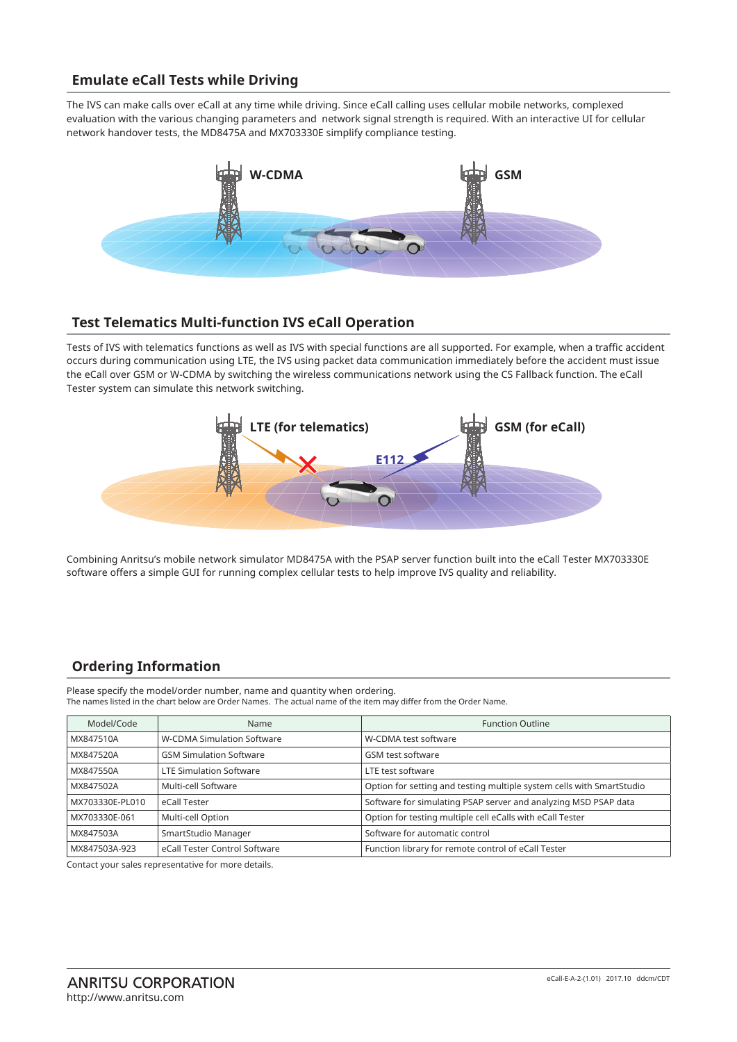## Emulate eCall Tests while Driving

The IVS can make calls over eCall at any time while driving. Since eCall calling uses cellular mobile networks, complexed evaluation with the various changing parameters and network signal strength is required. With an interactive UI for cellular network handover tests, the MD8475A and MX703330E simplify compliance testing.

W-CDMA

GSM

## Test Telematics Multi-function IVS eCall Operation

Tests of IVS with telematics functions as well as IVS with special functions are all supported. For example, when a traffic accident occurs during communication using LTE, the IVS using packet data communication immediately before the accident must issue the eCall over GSM or W-CDMA by switching the wireless communications network using the CS Fallback function. The eCall Tester system can simulate this network switching.

LTE (for telematics)

E112

GSM (for eCall)

Combining Anritsu's mobile network simulator MD8475A with the PSAP server function built into the eCall Tester MX703330E software offers a simple GUI for running complex cellular tests to help improve IVS quality and reliability.

## Ordering Information

Please specify the model/order number, name and quantity when ordering.
The names listed in the chart below are Order Names. The actual name of the item may differ from the Order Name.

| Model/Code | Name | Function Outline |
|---|---|---|
| MX847510A | W-CDMA Simulation Software | W-CDMA test software |
| MX847520A | GSM Simulation Software | GSM test software |
| MX847550A | LTE Simulation Software | LTE test software |
| MX847502A | Multi-cell Software | Option for setting and testing multiple system cells with SmartStudio |
| MX703330E-PL010 | eCall Tester | Software for simulating PSAP server and analyzing MSD PSAP data |
| MX703330E-061 | Multi-cell Option | Option for testing multiple cell eCalls with eCall Tester |
| MX847503A | SmartStudio Manager | Software for automatic control |
| MX847503A-923 | eCall Tester Control Software | Function library for remote control of eCall Tester |

Contact your sales representative for more details.

ANRITSU CORPORATION
http://www.anritsu.com

eCall-E-A-2-(1.01) 2017.10 ddcm/CDT